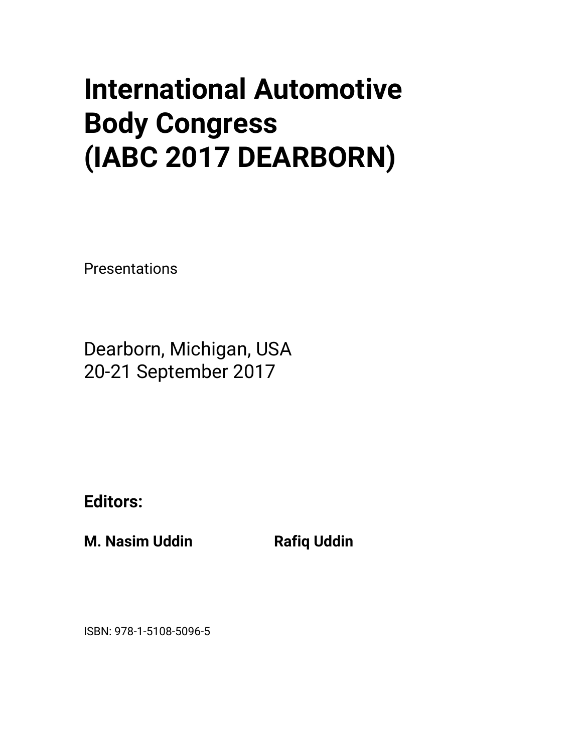# International Automotive Body Congress (IABC 2017 DEARBORN)

Presentations

Dearborn, Michigan, USA
20-21 September 2017

**Editors:**

**M. Nasim Uddin** **Rafiq Uddin**

ISBN: 978-1-5108-5096-5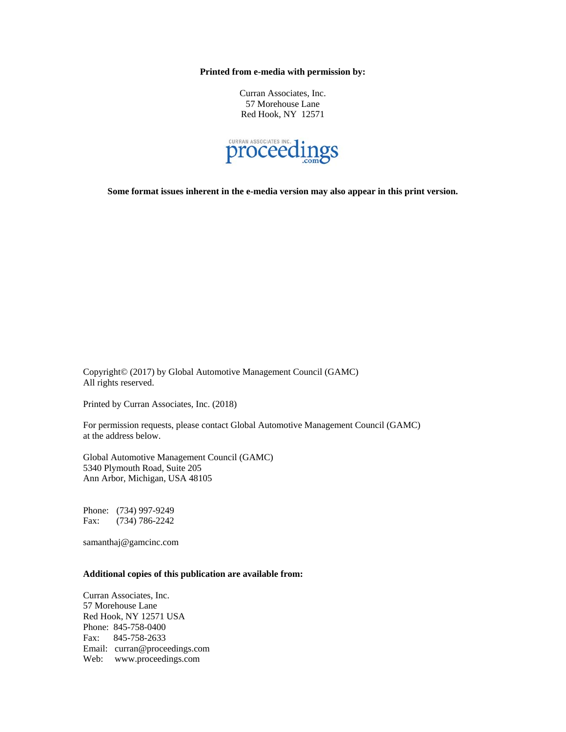**Printed from e-media with permission by:**

Curran Associates, Inc.
57 Morehouse Lane
Red Hook, NY 12571

**Some format issues inherent in the e-media version may also appear in this print version.**

Copyright© (2017) by Global Automotive Management Council (GAMC)
All rights reserved.

Printed by Curran Associates, Inc. (2018)

For permission requests, please contact Global Automotive Management Council (GAMC) at the address below.

Global Automotive Management Council (GAMC)
5340 Plymouth Road, Suite 205
Ann Arbor, Michigan, USA 48105

Phone: (734) 997-9249
Fax: (734) 786-2242

samanthaj@gamcinc.com

**Additional copies of this publication are available from:**

Curran Associates, Inc.
57 Morehouse Lane
Red Hook, NY 12571 USA
Phone: 845-758-0400
Fax: 845-758-2633
Email: curran@proceedings.com
Web: www.proceedings.com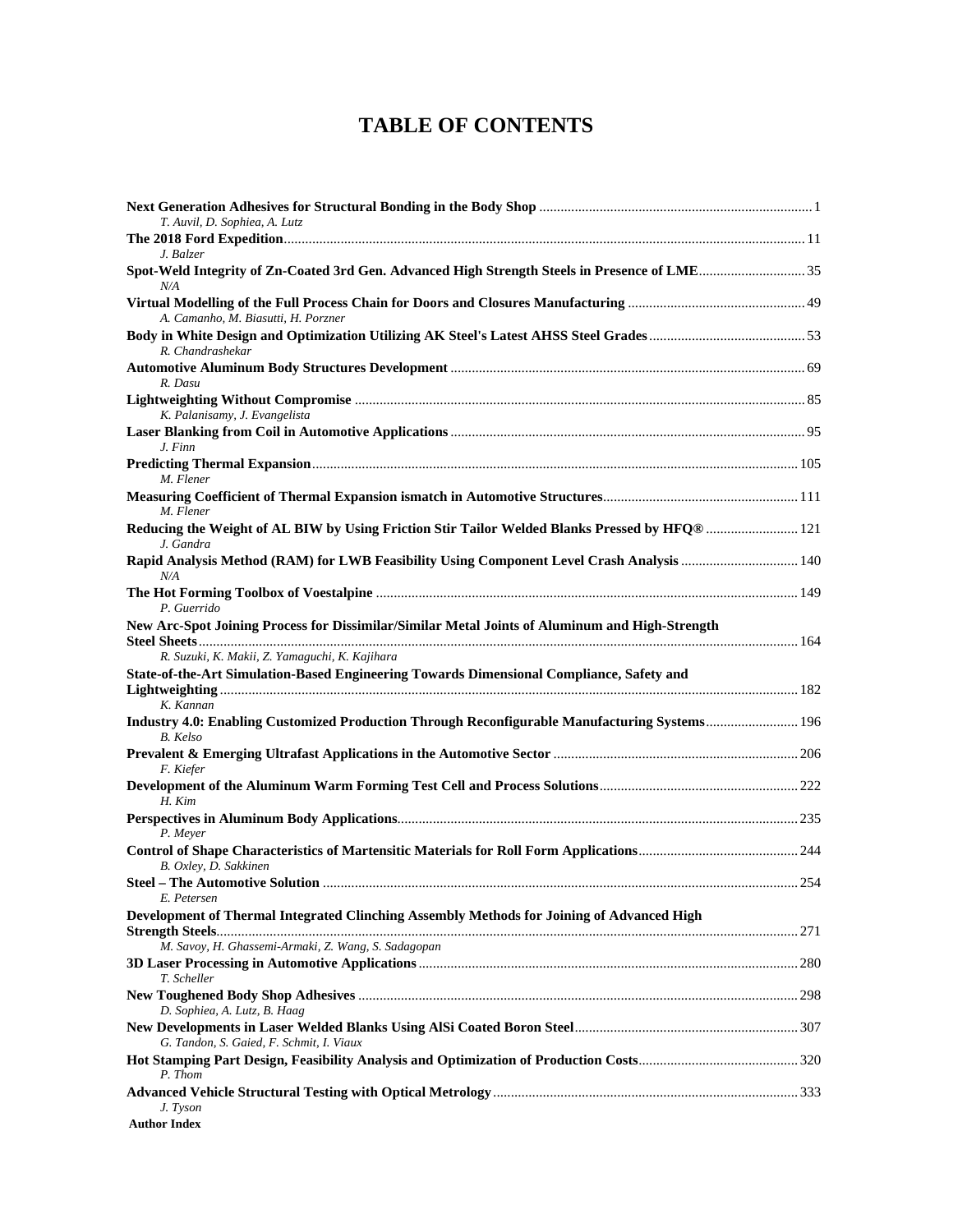# TABLE OF CONTENTS

**Next Generation Adhesives for Structural Bonding in the Body Shop** ........ 1
*T. Auvil, D. Sophiea, A. Lutz*

**The 2018 Ford Expedition** ........ 11
*J. Balzer*

**Spot-Weld Integrity of Zn-Coated 3rd Gen. Advanced High Strength Steels in Presence of LME** ........ 35
*N/A*

**Virtual Modelling of the Full Process Chain for Doors and Closures Manufacturing** ........ 49
*A. Camanho, M. Biasutti, H. Porzner*

**Body in White Design and Optimization Utilizing AK Steel's Latest AHSS Steel Grades** ........ 53
*R. Chandrashekar*

**Automotive Aluminum Body Structures Development** ........ 69
*R. Dasu*

**Lightweighting Without Compromise** ........ 85
*K. Palanisamy, J. Evangelista*

**Laser Blanking from Coil in Automotive Applications** ........ 95
*J. Finn*

**Predicting Thermal Expansion** ........ 105
*M. Flener*

**Measuring Coefficient of Thermal Expansion ismatch in Automotive Structures** ........ 111
*M. Flener*

**Reducing the Weight of AL BIW by Using Friction Stir Tailor Welded Blanks Pressed by HFQ®** ........ 121
*J. Gandra*

**Rapid Analysis Method (RAM) for LWB Feasibility Using Component Level Crash Analysis** ........ 140
*N/A*

**The Hot Forming Toolbox of Voestalpine** ........ 149
*P. Guerrido*

**New Arc-Spot Joining Process for Dissimilar/Similar Metal Joints of Aluminum and High-Strength Steel Sheets** ........ 164
*R. Suzuki, K. Makii, Z. Yamaguchi, K. Kajihara*

**State-of-the-Art Simulation-Based Engineering Towards Dimensional Compliance, Safety and Lightweighting** ........ 182
*K. Kannan*

**Industry 4.0: Enabling Customized Production Through Reconfigurable Manufacturing Systems** ........ 196
*B. Kelso*

**Prevalent & Emerging Ultrafast Applications in the Automotive Sector** ........ 206
*F. Kiefer*

**Development of the Aluminum Warm Forming Test Cell and Process Solutions** ........ 222
*H. Kim*

**Perspectives in Aluminum Body Applications** ........ 235
*P. Meyer*

**Control of Shape Characteristics of Martensitic Materials for Roll Form Applications** ........ 244
*B. Oxley, D. Sakkinen*

**Steel – The Automotive Solution** ........ 254
*E. Petersen*

**Development of Thermal Integrated Clinching Assembly Methods for Joining of Advanced High Strength Steels** ........ 271
*M. Savoy, H. Ghassemi-Armaki, Z. Wang, S. Sadagopan*

**3D Laser Processing in Automotive Applications** ........ 280
*T. Scheller*

**New Toughened Body Shop Adhesives** ........ 298
*D. Sophiea, A. Lutz, B. Haag*

**New Developments in Laser Welded Blanks Using AlSi Coated Boron Steel** ........ 307
*G. Tandon, S. Gaied, F. Schmit, I. Viaux*

**Hot Stamping Part Design, Feasibility Analysis and Optimization of Production Costs** ........ 320
*P. Thom*

**Advanced Vehicle Structural Testing with Optical Metrology** ........ 333
*J. Tyson*

**Author Index**